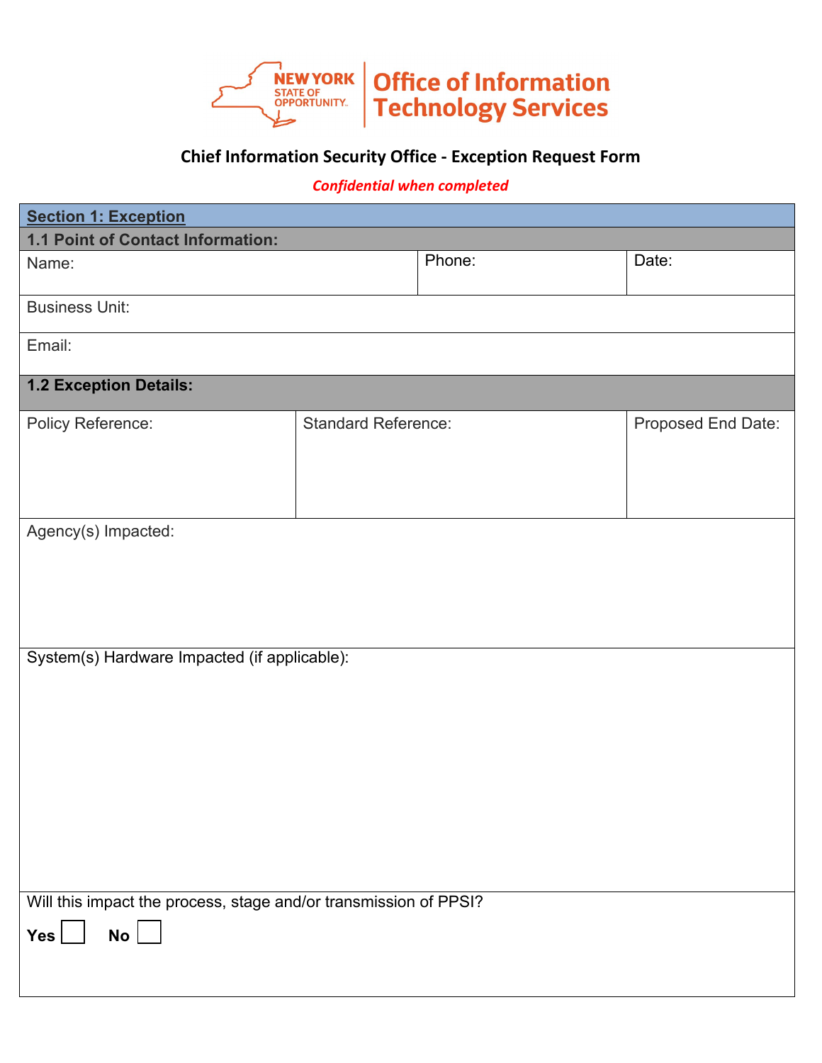NEW YORK STATE OF OPPORTUNITY. | Office of Information Technology Services

# Chief Information Security Office - Exception Request Form

*Confidential when completed*

| **Section 1: Exception** | | |
|---|---|---|
| **1.1 Point of Contact Information:** | | |
| Name: | Phone: | Date: |
| Business Unit: | | |
| Email: | | |
| **1.2 Exception Details:** | | |
| Policy Reference: | Standard Reference: | Proposed End Date: |
| Agency(s) Impacted: | | |
| System(s) Hardware Impacted (if applicable): | | |
| Will this impact the process, stage and/or transmission of PPSI?<br>**Yes** ☐ **No** ☐ | | |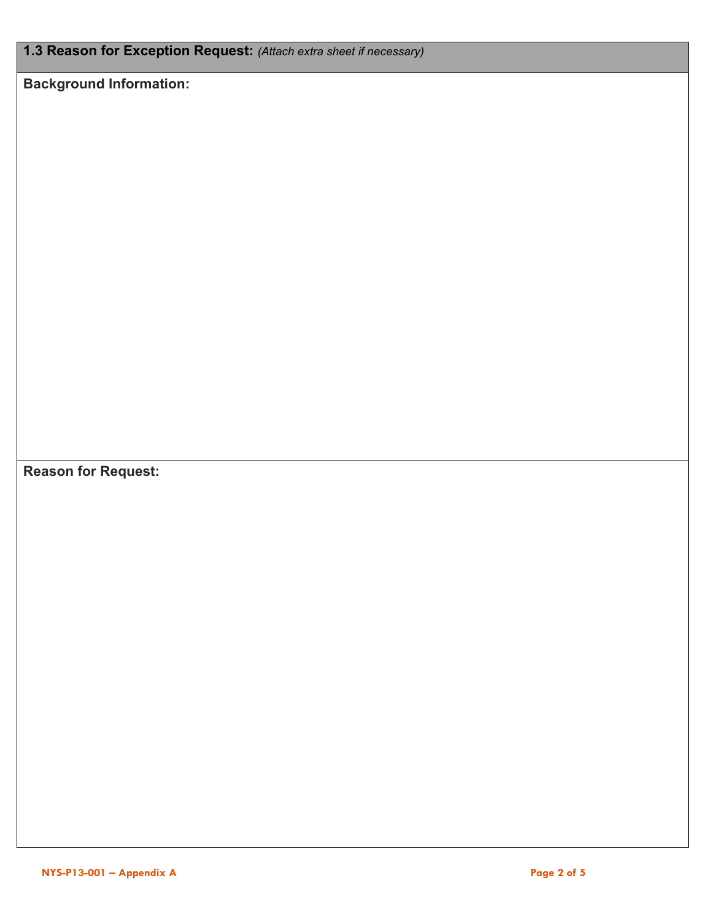## 1.3 Reason for Exception Request: *(Attach extra sheet if necessary)*

**Background Information:**

**Reason for Request:**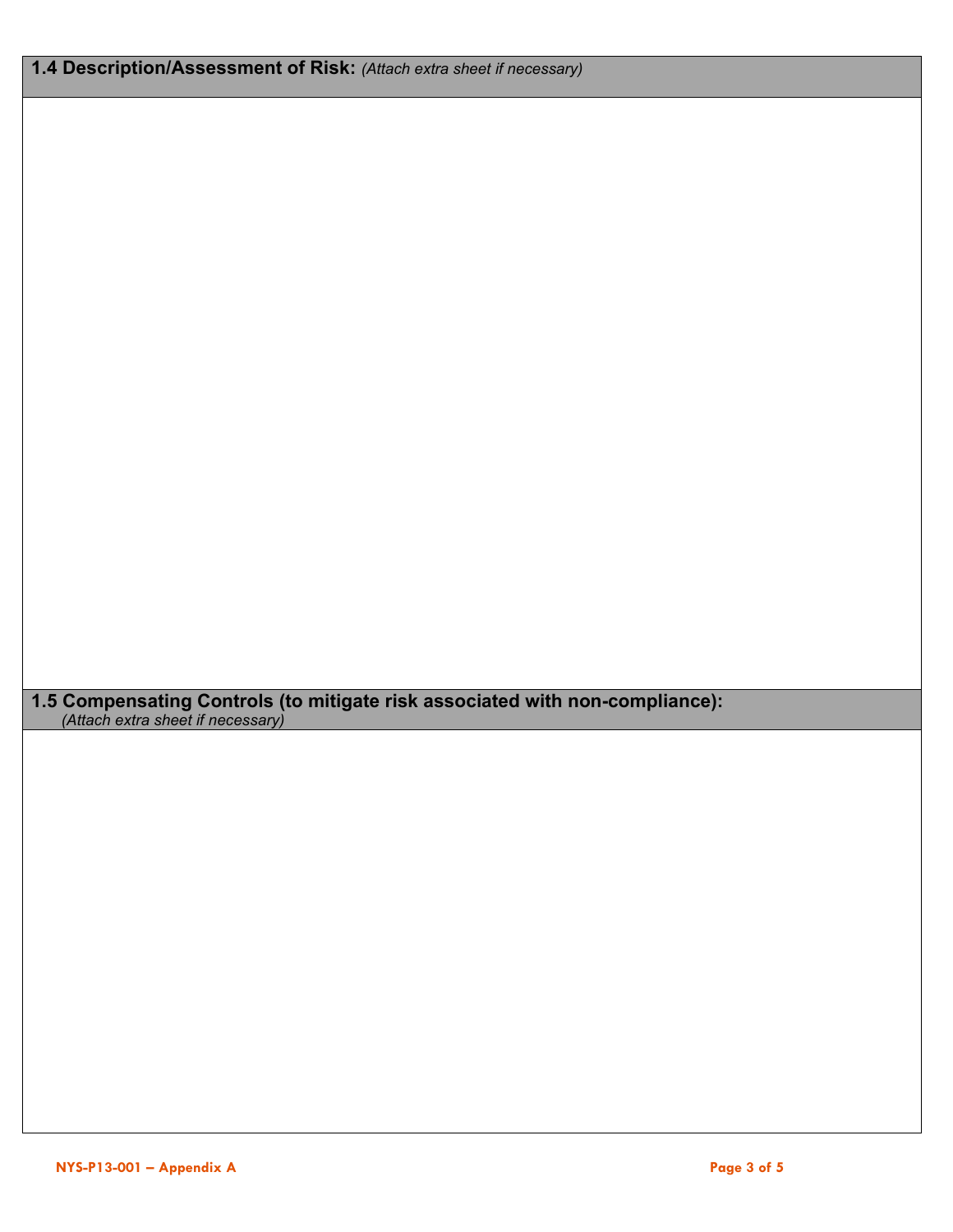## 1.4 Description/Assessment of Risk: *(Attach extra sheet if necessary)*

## 1.5 Compensating Controls (to mitigate risk associated with non-compliance):

*(Attach extra sheet if necessary)*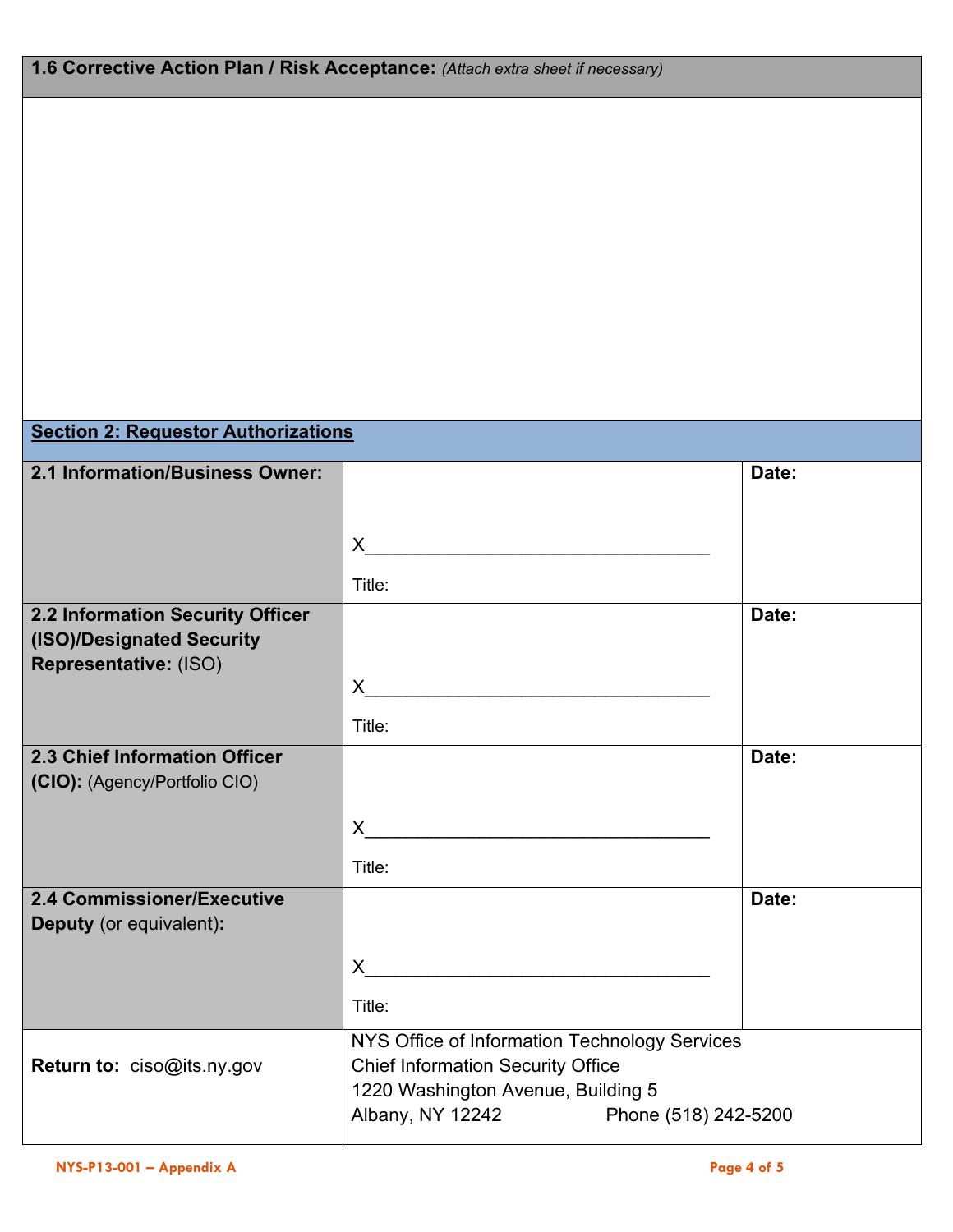**1.6 Corrective Action Plan / Risk Acceptance:** *(Attach extra sheet if necessary)*

## Section 2: Requestor Authorizations

| Role | Signature | Date |
|---|---|---|
| **2.1 Information/Business Owner:** | X___________________________________ Title: | **Date:** |
| **2.2 Information Security Officer (ISO)/Designated Security Representative:** (ISO) | X___________________________________ Title: | **Date:** |
| **2.3 Chief Information Officer (CIO):** (Agency/Portfolio CIO) | X___________________________________ Title: | **Date:** |
| **2.4 Commissioner/Executive Deputy** (or equivalent)**:** | X___________________________________ Title: | **Date:** |
| **Return to:** ciso@its.ny.gov | NYS Office of Information Technology Services<br>Chief Information Security Office<br>1220 Washington Avenue, Building 5<br>Albany, NY 12242 Phone (518) 242-5200 | |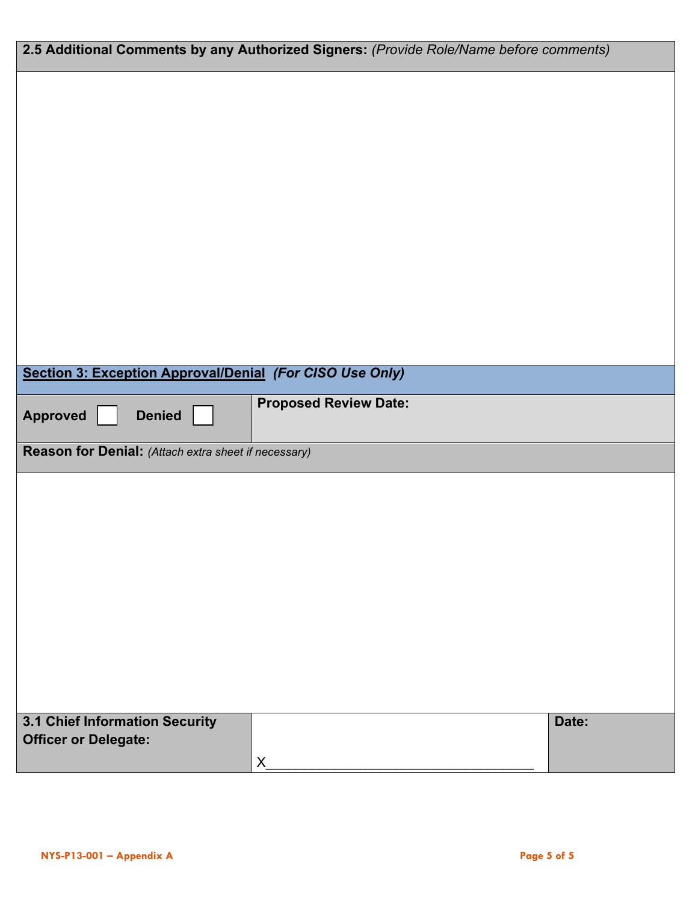**2.5 Additional Comments by any Authorized Signers:** *(Provide Role/Name before comments)*

## Section 3: Exception Approval/Denial *(For CISO Use Only)*

| | |
|---|---|
| **Approved** ☐ **Denied** ☐ | **Proposed Review Date:** |

**Reason for Denial:** *(Attach extra sheet if necessary)*

| | | |
|---|---|---|
| **3.1 Chief Information Security Officer or Delegate:** | X_________________________________ | **Date:** |

NYS-P13-001 – Appendix A